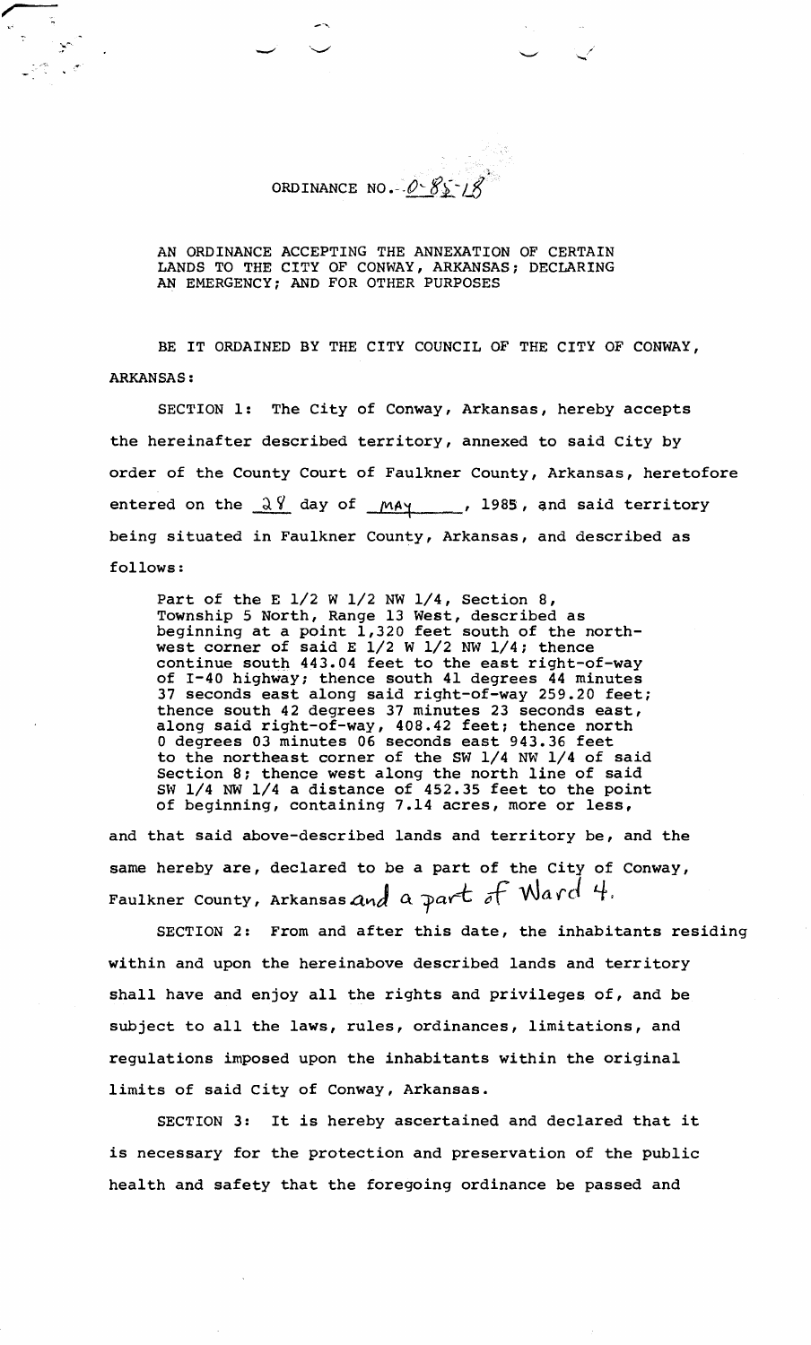ORDINANCE NO. O-85-18

AN ORDINANCE ACCEPTING THE ANNEXATION OF CERTAIN LANDS TO THE CITY OF CONWAY, ARKANSAS; DECLARING AN EMERGENCY; AND FOR OTHER PURPOSES

BE IT ORDAINED BY THE CITY COUNCIL OF THE CITY OF CONWAY, ARKANSAS:

SECTION 1: The City of Conway, Arkansas, hereby accepts the hereinafter described territory, annexed to said City by order of the County Court of Faulkner County, Arkansas, heretofore entered on the 28 day of MAY, 1985, and said territory being situated in Faulkner County, Arkansas, and described as follows:

> Part of the E 1/2 W 1/2 NW 1/4, Section 8, Township 5 North, Range 13 West, described as beginning at a point 1,320 feet south of the northwest corner of said E 1/2 W 1/2 NW 1/4; thence continue south 443.04 feet to the east right-of-way of I-40 highway; thence south 41 degrees 44 minutes 37 seconds east along said right-of-way 259.20 feet; thence south 42 degrees 37 minutes 23 seconds east, along said right-of-way, 408.42 feet; thence north 0 degrees 03 minutes 06 seconds east 943.36 feet to the northeast corner of the SW 1/4 NW 1/4 of said Section 8; thence west along the north line of said SW 1/4 NW 1/4 a distance of 452.35 feet to the point of beginning, containing 7.14 acres, more or less,

and that said above-described lands and territory be, and the same hereby are, declared to be a part of the City of Conway, Faulkner County, Arkansas and a part of Ward 4.

SECTION 2: From and after this date, the inhabitants residing within and upon the hereinabove described lands and territory shall have and enjoy all the rights and privileges of, and be subject to all the laws, rules, ordinances, limitations, and regulations imposed upon the inhabitants within the original limits of said City of Conway, Arkansas.

SECTION 3: It is hereby ascertained and declared that it is necessary for the protection and preservation of the public health and safety that the foregoing ordinance be passed and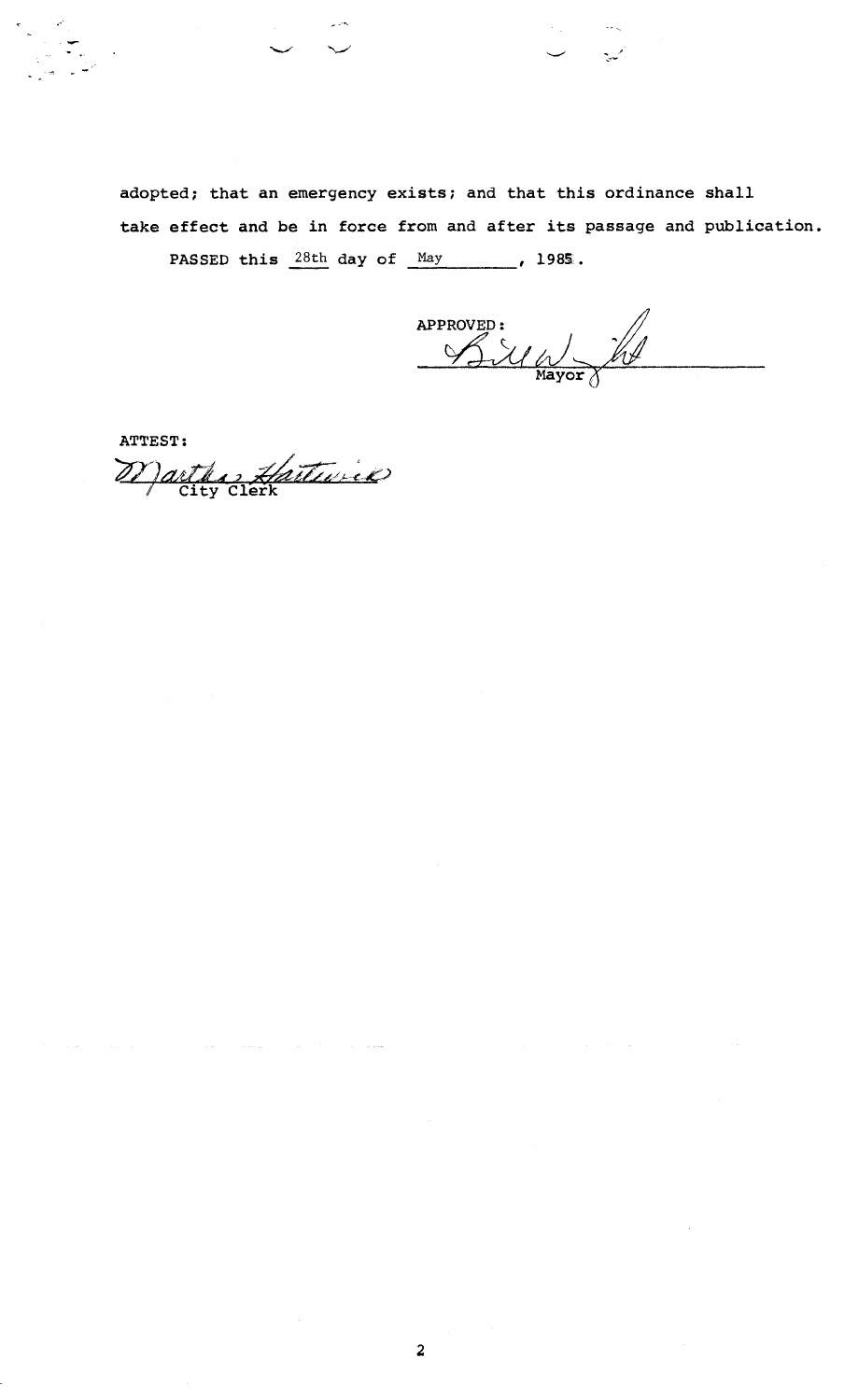adopted; that an emergency exists; and that this ordinance shall take effect and be in force from and after its passage and publication.

PASSED this 28th day of May, 1985.

APPROVED:

Mayor

ATTEST:

City Clerk